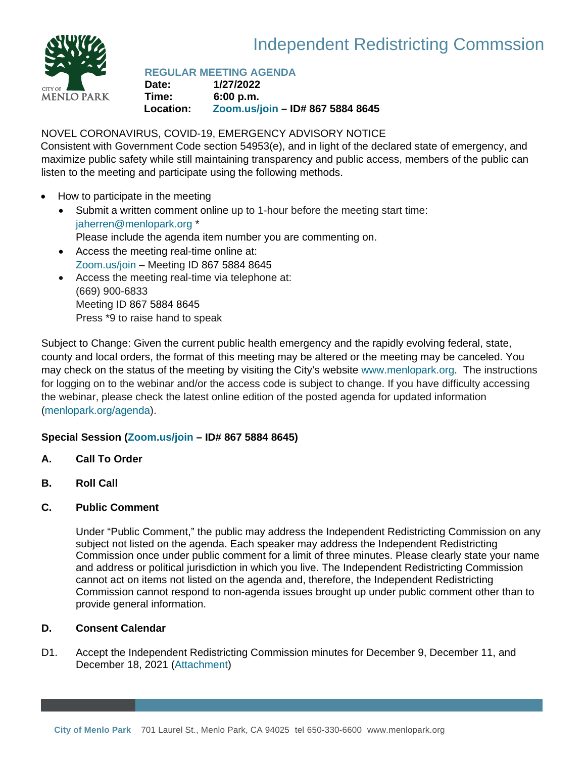# Independent Redistricting Commssion

CITY OF MENLO PARK

**REGULAR MEETING AGENDA**

**Date:** 1/27/2022
**Time:** 6:00 p.m.
**Location:** Zoom.us/join – ID# 867 5884 8645

NOVEL CORONAVIRUS, COVID-19, EMERGENCY ADVISORY NOTICE
Consistent with Government Code section 54953(e), and in light of the declared state of emergency, and maximize public safety while still maintaining transparency and public access, members of the public can listen to the meeting and participate using the following methods.

- How to participate in the meeting
  - Submit a written comment online up to 1-hour before the meeting start time: jaherren@menlopark.org *
    Please include the agenda item number you are commenting on.
  - Access the meeting real-time online at:
    Zoom.us/join – Meeting ID 867 5884 8645
  - Access the meeting real-time via telephone at:
    (669) 900-6833
    Meeting ID 867 5884 8645
    Press *9 to raise hand to speak

Subject to Change: Given the current public health emergency and the rapidly evolving federal, state, county and local orders, the format of this meeting may be altered or the meeting may be canceled. You may check on the status of the meeting by visiting the City's website www.menlopark.org. The instructions for logging on to the webinar and/or the access code is subject to change. If you have difficulty accessing the webinar, please check the latest online edition of the posted agenda for updated information (menlopark.org/agenda).

**Special Session (Zoom.us/join – ID# 867 5884 8645)**

**A. Call To Order**

**B. Roll Call**

**C. Public Comment**

Under "Public Comment," the public may address the Independent Redistricting Commission on any subject not listed on the agenda. Each speaker may address the Independent Redistricting Commission once under public comment for a limit of three minutes. Please clearly state your name and address or political jurisdiction in which you live. The Independent Redistricting Commission cannot act on items not listed on the agenda and, therefore, the Independent Redistricting Commission cannot respond to non-agenda issues brought up under public comment other than to provide general information.

**D. Consent Calendar**

D1. Accept the Independent Redistricting Commission minutes for December 9, December 11, and December 18, 2021 (Attachment)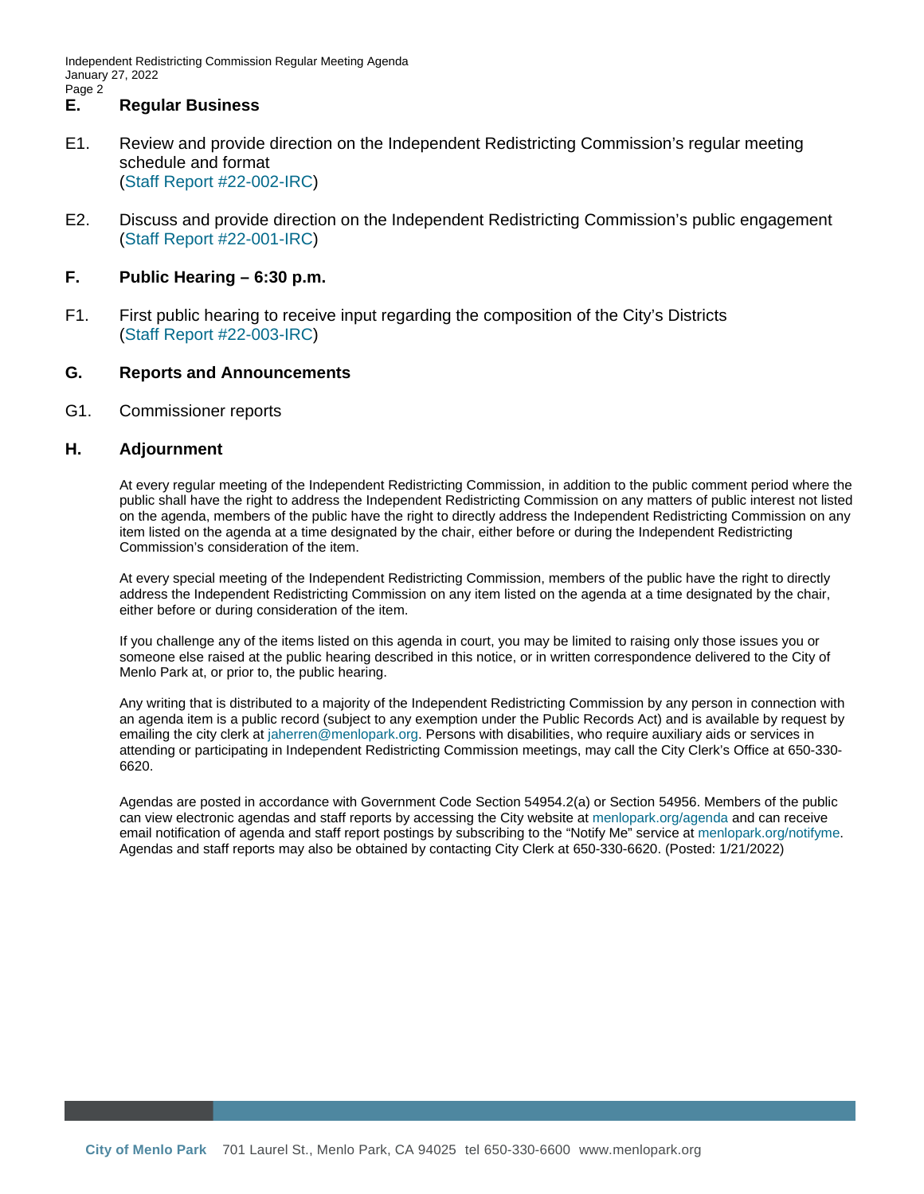## E. Regular Business

E1. Review and provide direction on the Independent Redistricting Commission's regular meeting schedule and format
(Staff Report #22-002-IRC)

E2. Discuss and provide direction on the Independent Redistricting Commission's public engagement
(Staff Report #22-001-IRC)

## F. Public Hearing – 6:30 p.m.

F1. First public hearing to receive input regarding the composition of the City's Districts
(Staff Report #22-003-IRC)

## G. Reports and Announcements

G1. Commissioner reports

## H. Adjournment

At every regular meeting of the Independent Redistricting Commission, in addition to the public comment period where the public shall have the right to address the Independent Redistricting Commission on any matters of public interest not listed on the agenda, members of the public have the right to directly address the Independent Redistricting Commission on any item listed on the agenda at a time designated by the chair, either before or during the Independent Redistricting Commission's consideration of the item.

At every special meeting of the Independent Redistricting Commission, members of the public have the right to directly address the Independent Redistricting Commission on any item listed on the agenda at a time designated by the chair, either before or during consideration of the item.

If you challenge any of the items listed on this agenda in court, you may be limited to raising only those issues you or someone else raised at the public hearing described in this notice, or in written correspondence delivered to the City of Menlo Park at, or prior to, the public hearing.

Any writing that is distributed to a majority of the Independent Redistricting Commission by any person in connection with an agenda item is a public record (subject to any exemption under the Public Records Act) and is available by request by emailing the city clerk at jaherren@menlopark.org. Persons with disabilities, who require auxiliary aids or services in attending or participating in Independent Redistricting Commission meetings, may call the City Clerk's Office at 650-330-6620.

Agendas are posted in accordance with Government Code Section 54954.2(a) or Section 54956. Members of the public can view electronic agendas and staff reports by accessing the City website at menlopark.org/agenda and can receive email notification of agenda and staff report postings by subscribing to the "Notify Me" service at menlopark.org/notifyme. Agendas and staff reports may also be obtained by contacting City Clerk at 650-330-6620. (Posted: 1/21/2022)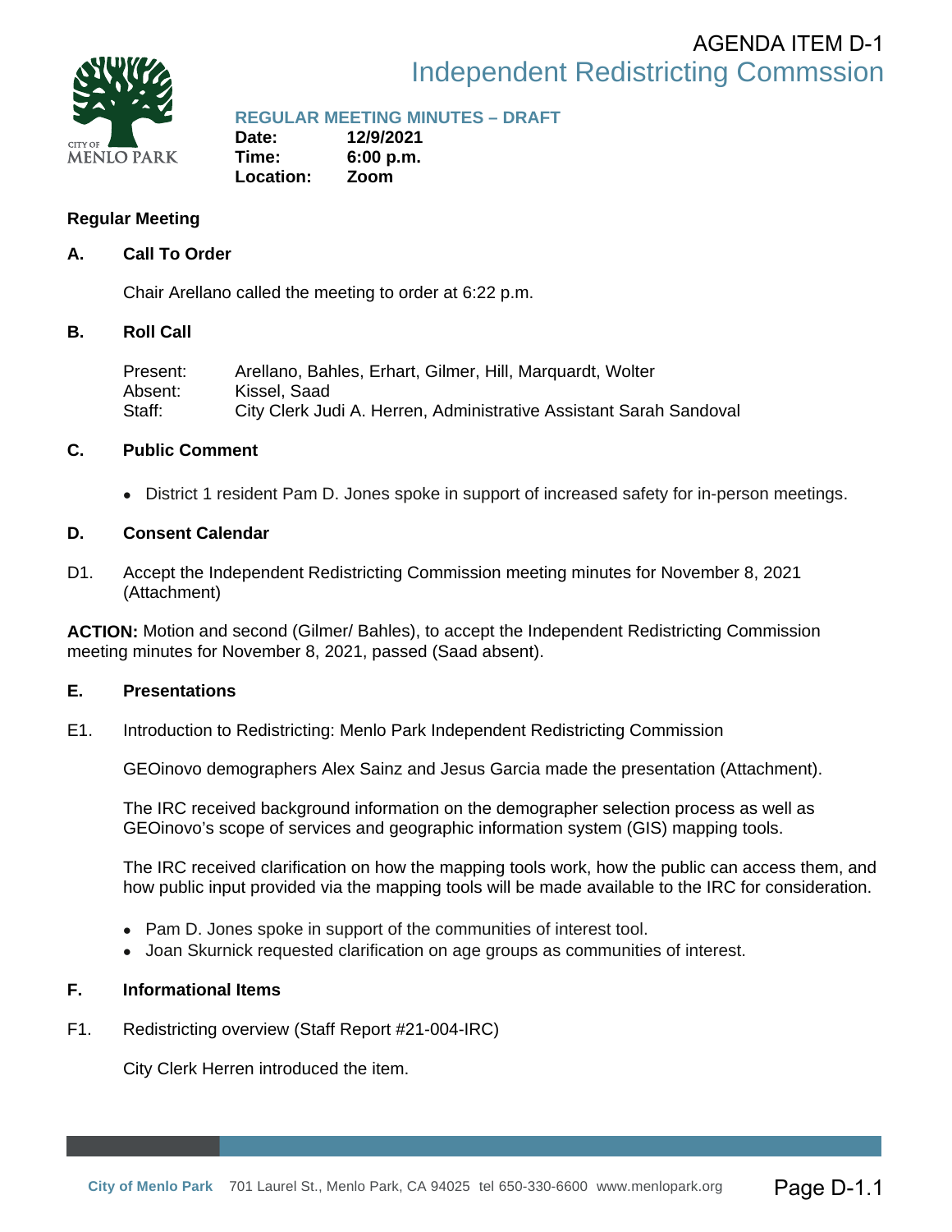AGENDA ITEM D-1

# Independent Redistricting Commssion

## REGULAR MEETING MINUTES – DRAFT

**Date:** 12/9/2021
**Time:** 6:00 p.m.
**Location:** Zoom

### Regular Meeting

### A. Call To Order

Chair Arellano called the meeting to order at 6:22 p.m.

### B. Roll Call

Present: Arellano, Bahles, Erhart, Gilmer, Hill, Marquardt, Wolter
Absent: Kissel, Saad
Staff: City Clerk Judi A. Herren, Administrative Assistant Sarah Sandoval

### C. Public Comment

- District 1 resident Pam D. Jones spoke in support of increased safety for in-person meetings.

### D. Consent Calendar

D1. Accept the Independent Redistricting Commission meeting minutes for November 8, 2021 (Attachment)

**ACTION:** Motion and second (Gilmer/ Bahles), to accept the Independent Redistricting Commission meeting minutes for November 8, 2021, passed (Saad absent).

### E. Presentations

E1. Introduction to Redistricting: Menlo Park Independent Redistricting Commission

GEOinovo demographers Alex Sainz and Jesus Garcia made the presentation (Attachment).

The IRC received background information on the demographer selection process as well as GEOinovo's scope of services and geographic information system (GIS) mapping tools.

The IRC received clarification on how the mapping tools work, how the public can access them, and how public input provided via the mapping tools will be made available to the IRC for consideration.

- Pam D. Jones spoke in support of the communities of interest tool.
- Joan Skurnick requested clarification on age groups as communities of interest.

### F. Informational Items

F1. Redistricting overview (Staff Report #21-004-IRC)

City Clerk Herren introduced the item.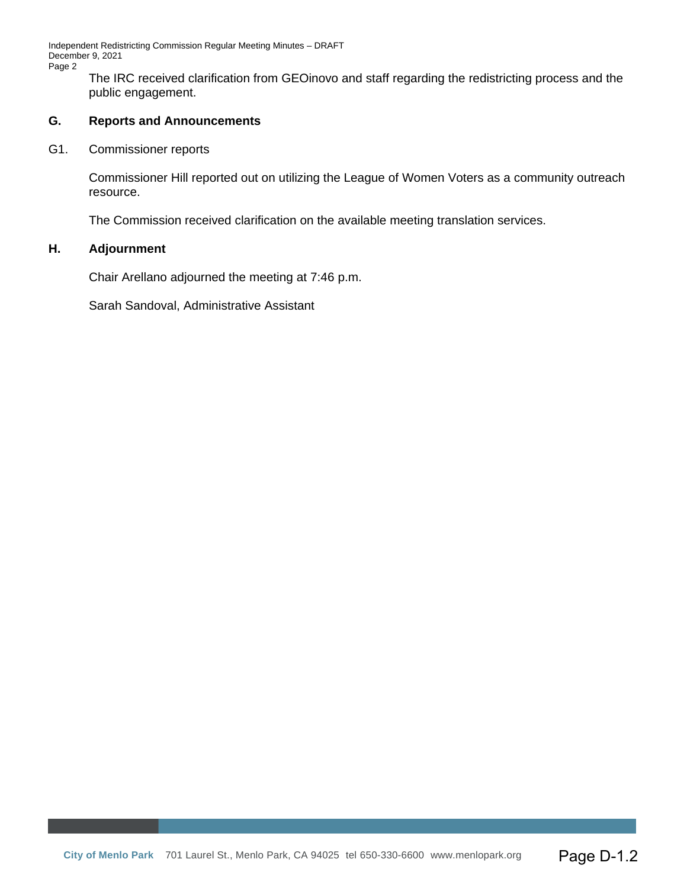The IRC received clarification from GEOinovo and staff regarding the redistricting process and the public engagement.

## G. Reports and Announcements

G1. Commissioner reports

Commissioner Hill reported out on utilizing the League of Women Voters as a community outreach resource.

The Commission received clarification on the available meeting translation services.

## H. Adjournment

Chair Arellano adjourned the meeting at 7:46 p.m.

Sarah Sandoval, Administrative Assistant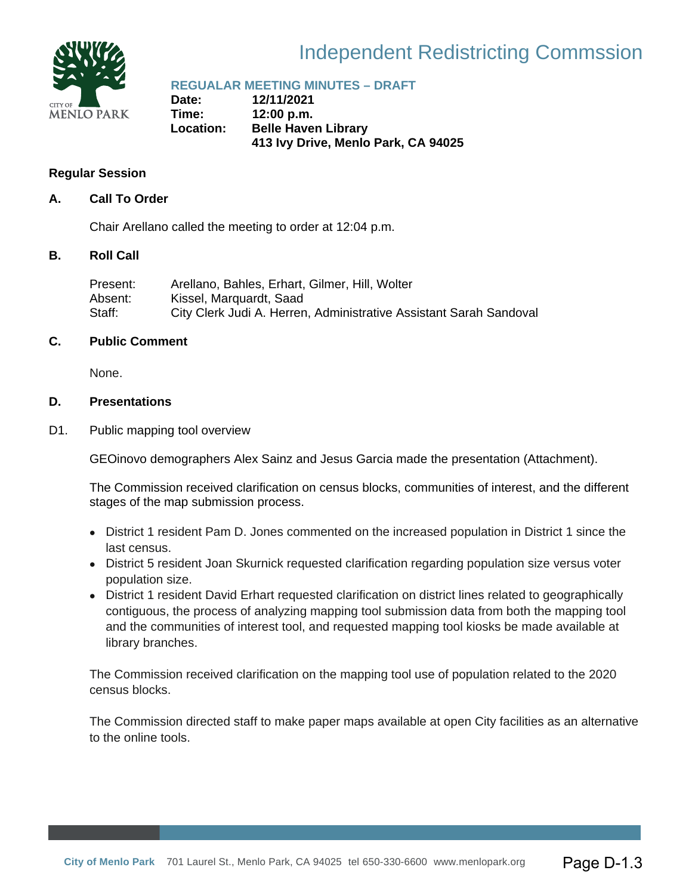# Independent Redistricting Commssion

## REGUALAR MEETING MINUTES – DRAFT

**Date:** 12/11/2021
**Time:** 12:00 p.m.
**Location:** Belle Haven Library
413 Ivy Drive, Menlo Park, CA 94025

### Regular Session

### A. Call To Order

Chair Arellano called the meeting to order at 12:04 p.m.

### B. Roll Call

Present: Arellano, Bahles, Erhart, Gilmer, Hill, Wolter
Absent: Kissel, Marquardt, Saad
Staff: City Clerk Judi A. Herren, Administrative Assistant Sarah Sandoval

### C. Public Comment

None.

### D. Presentations

D1. Public mapping tool overview

GEOinovo demographers Alex Sainz and Jesus Garcia made the presentation (Attachment).

The Commission received clarification on census blocks, communities of interest, and the different stages of the map submission process.

- District 1 resident Pam D. Jones commented on the increased population in District 1 since the last census.
- District 5 resident Joan Skurnick requested clarification regarding population size versus voter population size.
- District 1 resident David Erhart requested clarification on district lines related to geographically contiguous, the process of analyzing mapping tool submission data from both the mapping tool and the communities of interest tool, and requested mapping tool kiosks be made available at library branches.

The Commission received clarification on the mapping tool use of population related to the 2020 census blocks.

The Commission directed staff to make paper maps available at open City facilities as an alternative to the online tools.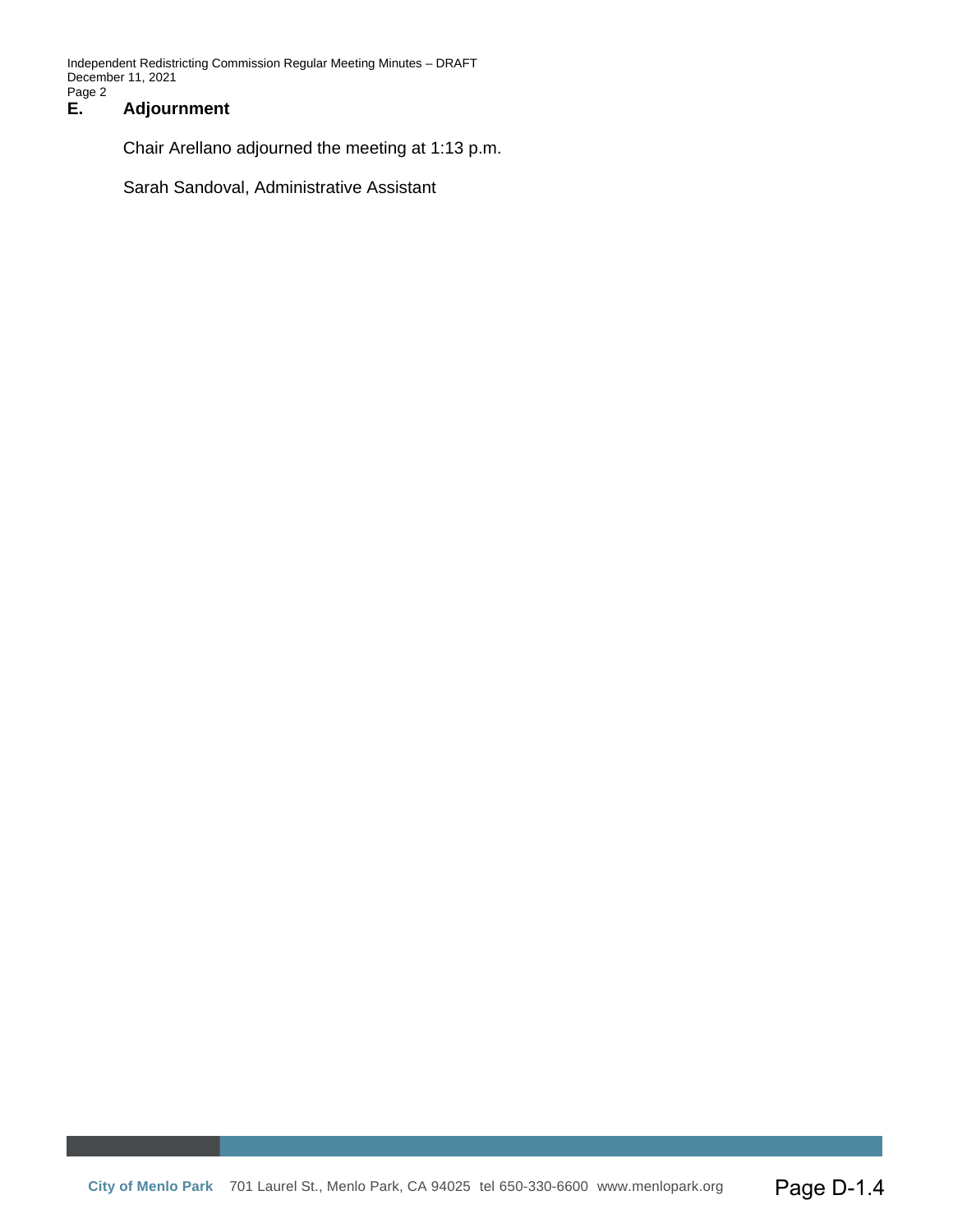## E. Adjournment

Chair Arellano adjourned the meeting at 1:13 p.m.

Sarah Sandoval, Administrative Assistant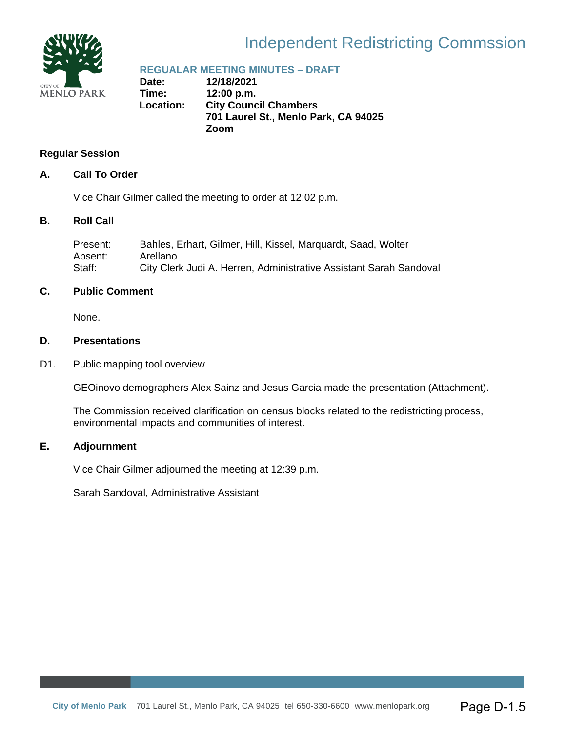# Independent Redistricting Commssion

**REGUALAR MEETING MINUTES – DRAFT**

**Date:** 12/18/2021
**Time:** 12:00 p.m.
**Location:** City Council Chambers
701 Laurel St., Menlo Park, CA 94025
Zoom

## Regular Session

### A. Call To Order

Vice Chair Gilmer called the meeting to order at 12:02 p.m.

### B. Roll Call

Present: Bahles, Erhart, Gilmer, Hill, Kissel, Marquardt, Saad, Wolter
Absent: Arellano
Staff: City Clerk Judi A. Herren, Administrative Assistant Sarah Sandoval

### C. Public Comment

None.

### D. Presentations

D1. Public mapping tool overview

GEOinovo demographers Alex Sainz and Jesus Garcia made the presentation (Attachment).

The Commission received clarification on census blocks related to the redistricting process, environmental impacts and communities of interest.

### E. Adjournment

Vice Chair Gilmer adjourned the meeting at 12:39 p.m.

Sarah Sandoval, Administrative Assistant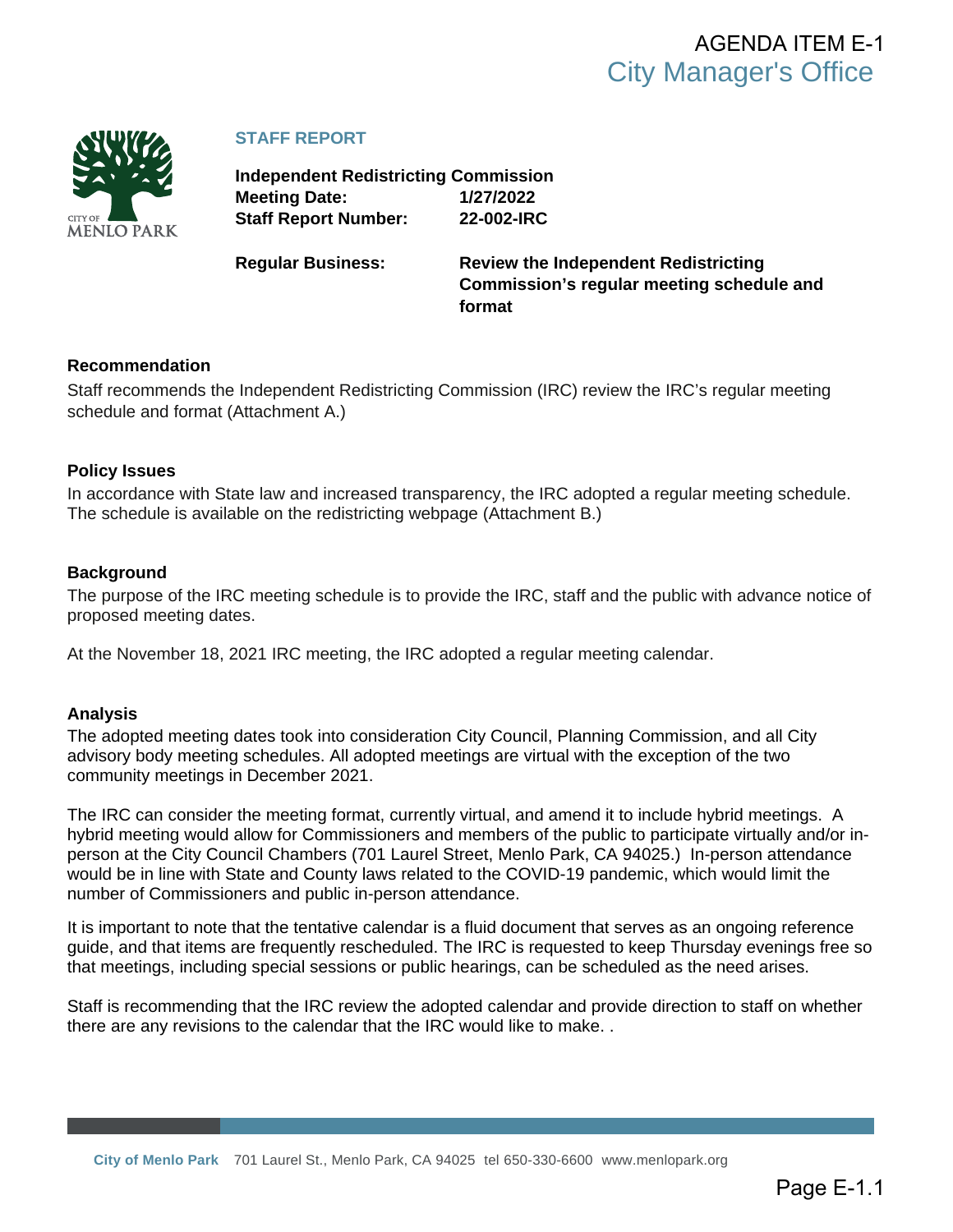AGENDA ITEM E-1
City Manager's Office

STAFF REPORT

**Independent Redistricting Commission**
**Meeting Date:** 1/27/2022
**Staff Report Number:** 22-002-IRC

**Regular Business:** Review the Independent Redistricting Commission's regular meeting schedule and format

### Recommendation

Staff recommends the Independent Redistricting Commission (IRC) review the IRC's regular meeting schedule and format (Attachment A.)

### Policy Issues

In accordance with State law and increased transparency, the IRC adopted a regular meeting schedule. The schedule is available on the redistricting webpage (Attachment B.)

### Background

The purpose of the IRC meeting schedule is to provide the IRC, staff and the public with advance notice of proposed meeting dates.

At the November 18, 2021 IRC meeting, the IRC adopted a regular meeting calendar.

### Analysis

The adopted meeting dates took into consideration City Council, Planning Commission, and all City advisory body meeting schedules. All adopted meetings are virtual with the exception of the two community meetings in December 2021.

The IRC can consider the meeting format, currently virtual, and amend it to include hybrid meetings. A hybrid meeting would allow for Commissioners and members of the public to participate virtually and/or in-person at the City Council Chambers (701 Laurel Street, Menlo Park, CA 94025.) In-person attendance would be in line with State and County laws related to the COVID-19 pandemic, which would limit the number of Commissioners and public in-person attendance.

It is important to note that the tentative calendar is a fluid document that serves as an ongoing reference guide, and that items are frequently rescheduled. The IRC is requested to keep Thursday evenings free so that meetings, including special sessions or public hearings, can be scheduled as the need arises.

Staff is recommending that the IRC review the adopted calendar and provide direction to staff on whether there are any revisions to the calendar that the IRC would like to make. .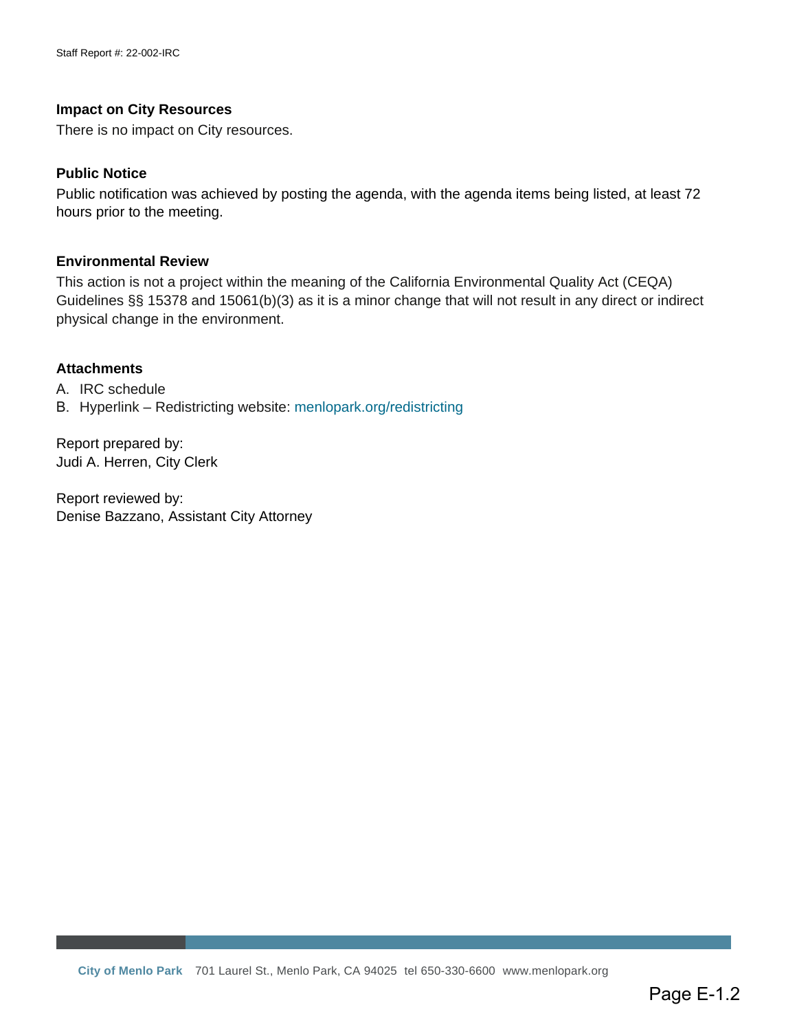### Impact on City Resources

There is no impact on City resources.

### Public Notice

Public notification was achieved by posting the agenda, with the agenda items being listed, at least 72 hours prior to the meeting.

### Environmental Review

This action is not a project within the meaning of the California Environmental Quality Act (CEQA) Guidelines §§ 15378 and 15061(b)(3) as it is a minor change that will not result in any direct or indirect physical change in the environment.

### Attachments

A. IRC schedule
B. Hyperlink – Redistricting website: menlopark.org/redistricting

Report prepared by:
Judi A. Herren, City Clerk

Report reviewed by:
Denise Bazzano, Assistant City Attorney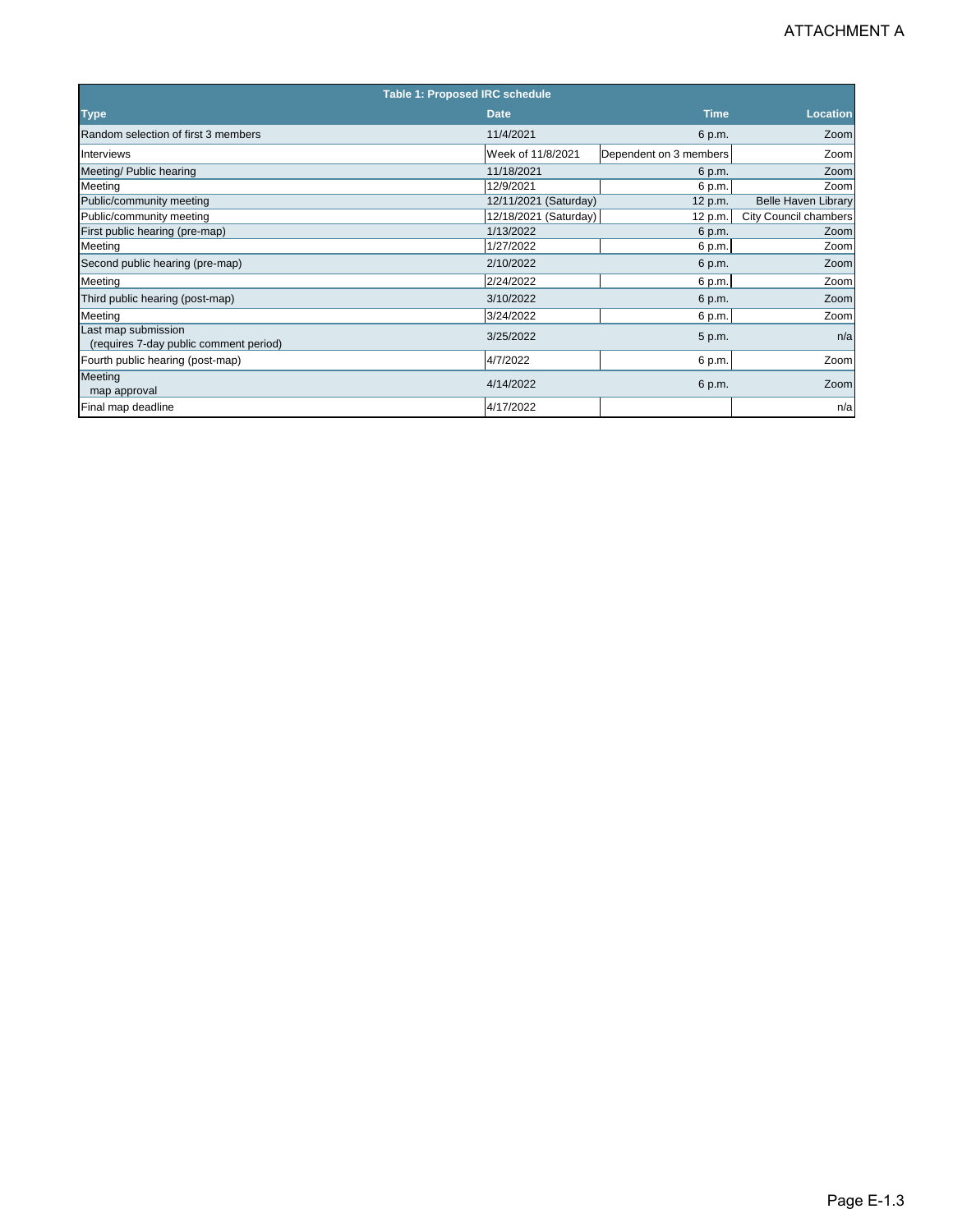ATTACHMENT A

**Table 1: Proposed IRC schedule**

| Type | Date | Time | Location |
|---|---|---|---|
| Random selection of first 3 members | 11/4/2021 | 6 p.m. | Zoom |
| Interviews | Week of 11/8/2021 | Dependent on 3 members | Zoom |
| Meeting/ Public hearing | 11/18/2021 | 6 p.m. | Zoom |
| Meeting | 12/9/2021 | 6 p.m. | Zoom |
| Public/community meeting | 12/11/2021 (Saturday) | 12 p.m. | Belle Haven Library |
| Public/community meeting | 12/18/2021 (Saturday) | 12 p.m. | City Council chambers |
| First public hearing (pre-map) | 1/13/2022 | 6 p.m. | Zoom |
| Meeting | 1/27/2022 | 6 p.m. | Zoom |
| Second public hearing (pre-map) | 2/10/2022 | 6 p.m. | Zoom |
| Meeting | 2/24/2022 | 6 p.m. | Zoom |
| Third public hearing (post-map) | 3/10/2022 | 6 p.m. | Zoom |
| Meeting | 3/24/2022 | 6 p.m. | Zoom |
| Last map submission (requires 7-day public comment period) | 3/25/2022 | 5 p.m. | n/a |
| Fourth public hearing (post-map) | 4/7/2022 | 6 p.m. | Zoom |
| Meeting map approval | 4/14/2022 | 6 p.m. | Zoom |
| Final map deadline | 4/17/2022 | | n/a |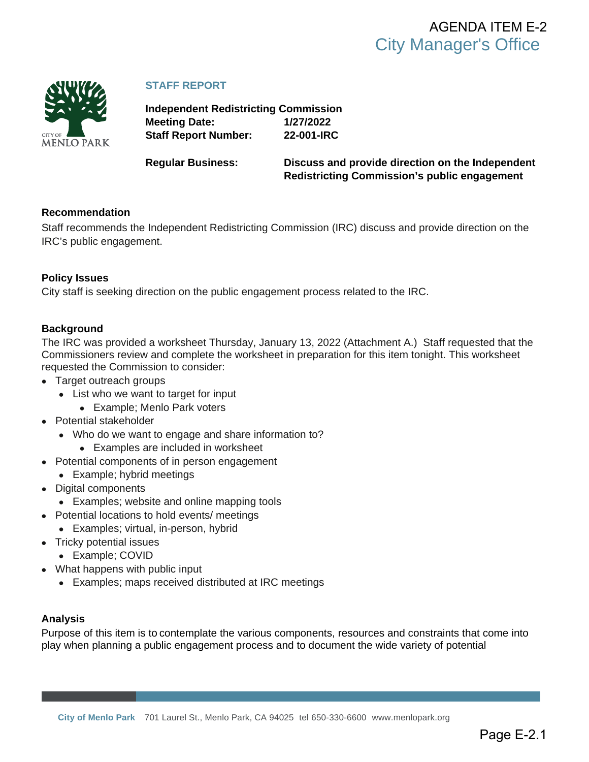AGENDA ITEM E-2
City Manager's Office

**STAFF REPORT**

**Independent Redistricting Commission**
**Meeting Date: 1/27/2022**
**Staff Report Number: 22-001-IRC**

**Regular Business:** **Discuss and provide direction on the Independent Redistricting Commission's public engagement**

## Recommendation

Staff recommends the Independent Redistricting Commission (IRC) discuss and provide direction on the IRC's public engagement.

## Policy Issues

City staff is seeking direction on the public engagement process related to the IRC.

## Background

The IRC was provided a worksheet Thursday, January 13, 2022 (Attachment A.) Staff requested that the Commissioners review and complete the worksheet in preparation for this item tonight. This worksheet requested the Commission to consider:

- Target outreach groups
  - List who we want to target for input
    - Example; Menlo Park voters
- Potential stakeholder
  - Who do we want to engage and share information to?
    - Examples are included in worksheet
- Potential components of in person engagement
  - Example; hybrid meetings
- Digital components
  - Examples; website and online mapping tools
- Potential locations to hold events/ meetings
  - Examples; virtual, in-person, hybrid
- Tricky potential issues
  - Example; COVID
- What happens with public input
  - Examples; maps received distributed at IRC meetings

## Analysis

Purpose of this item is to contemplate the various components, resources and constraints that come into play when planning a public engagement process and to document the wide variety of potential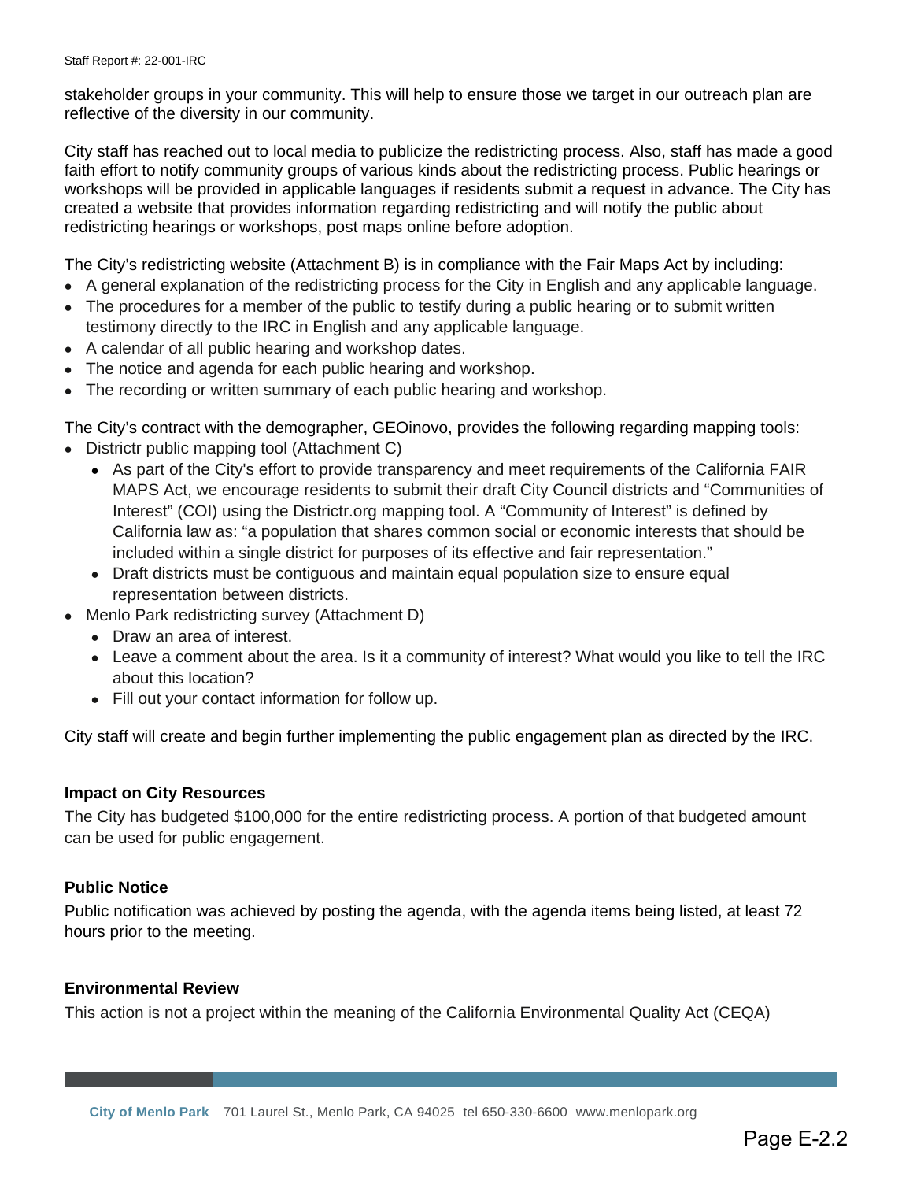stakeholder groups in your community. This will help to ensure those we target in our outreach plan are reflective of the diversity in our community.

City staff has reached out to local media to publicize the redistricting process. Also, staff has made a good faith effort to notify community groups of various kinds about the redistricting process. Public hearings or workshops will be provided in applicable languages if residents submit a request in advance. The City has created a website that provides information regarding redistricting and will notify the public about redistricting hearings or workshops, post maps online before adoption.

The City's redistricting website (Attachment B) is in compliance with the Fair Maps Act by including:

- A general explanation of the redistricting process for the City in English and any applicable language.
- The procedures for a member of the public to testify during a public hearing or to submit written testimony directly to the IRC in English and any applicable language.
- A calendar of all public hearing and workshop dates.
- The notice and agenda for each public hearing and workshop.
- The recording or written summary of each public hearing and workshop.

The City's contract with the demographer, GEOinovo, provides the following regarding mapping tools:

- Districtr public mapping tool (Attachment C)
  - As part of the City's effort to provide transparency and meet requirements of the California FAIR MAPS Act, we encourage residents to submit their draft City Council districts and "Communities of Interest" (COI) using the Districtr.org mapping tool. A "Community of Interest" is defined by California law as: "a population that shares common social or economic interests that should be included within a single district for purposes of its effective and fair representation."
  - Draft districts must be contiguous and maintain equal population size to ensure equal representation between districts.
- Menlo Park redistricting survey (Attachment D)
  - Draw an area of interest.
  - Leave a comment about the area. Is it a community of interest? What would you like to tell the IRC about this location?
  - Fill out your contact information for follow up.

City staff will create and begin further implementing the public engagement plan as directed by the IRC.

### Impact on City Resources

The City has budgeted $100,000 for the entire redistricting process. A portion of that budgeted amount can be used for public engagement.

### Public Notice

Public notification was achieved by posting the agenda, with the agenda items being listed, at least 72 hours prior to the meeting.

### Environmental Review

This action is not a project within the meaning of the California Environmental Quality Act (CEQA)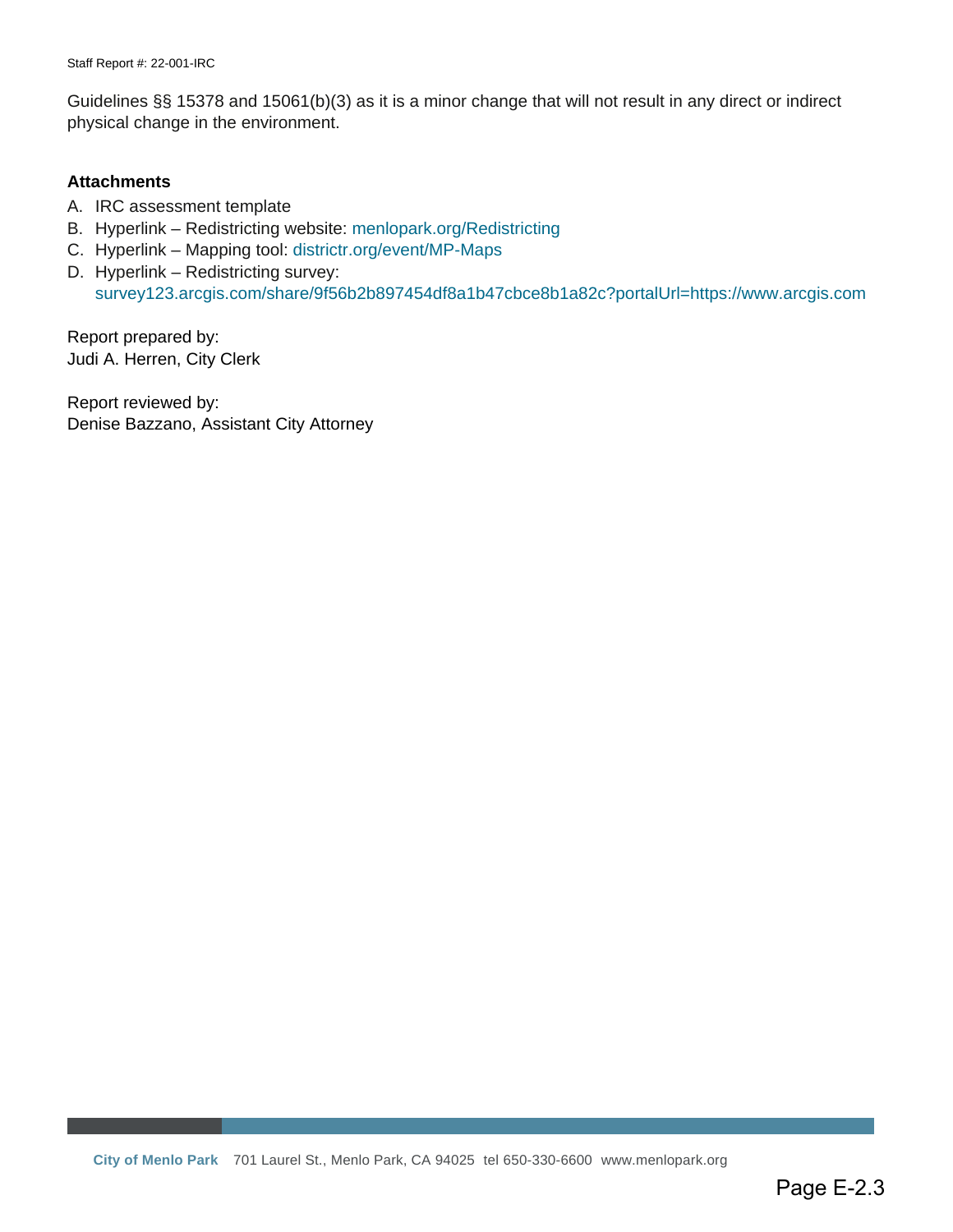Guidelines §§ 15378 and 15061(b)(3) as it is a minor change that will not result in any direct or indirect physical change in the environment.

**Attachments**

A. IRC assessment template
B. Hyperlink – Redistricting website: menlopark.org/Redistricting
C. Hyperlink – Mapping tool: districtr.org/event/MP-Maps
D. Hyperlink – Redistricting survey: survey123.arcgis.com/share/9f56b2b897454df8a1b47cbce8b1a82c?portalUrl=https://www.arcgis.com

Report prepared by:
Judi A. Herren, City Clerk

Report reviewed by:
Denise Bazzano, Assistant City Attorney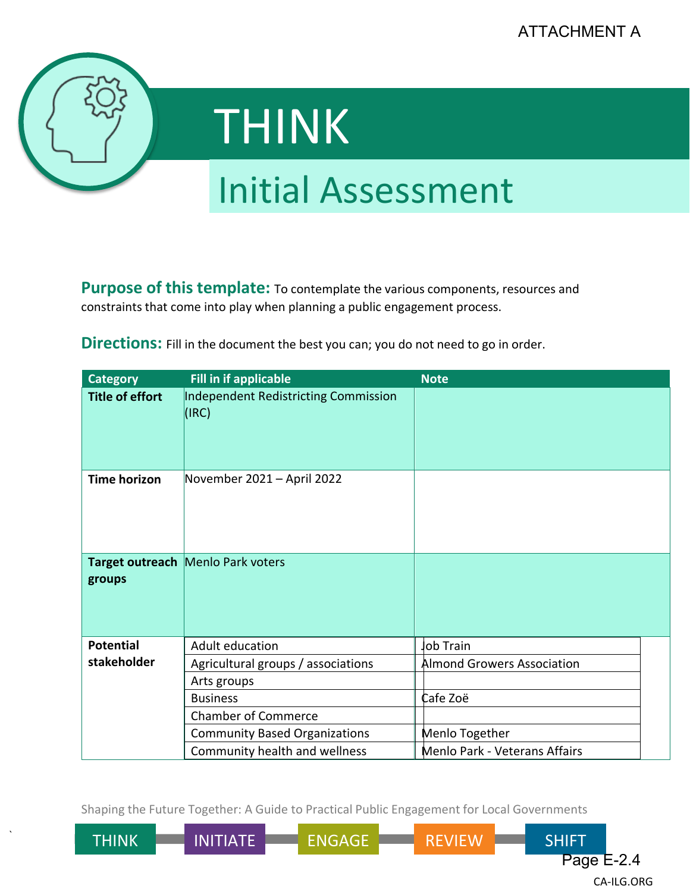ATTACHMENT A

# THINK

## Initial Assessment

**Purpose of this template:** To contemplate the various components, resources and constraints that come into play when planning a public engagement process.

**Directions:** Fill in the document the best you can; you do not need to go in order.

| Category | Fill in if applicable | Note |
|---|---|---|
| **Title of effort** | Independent Redistricting Commission (IRC) | |
| **Time horizon** | November 2021 – April 2022 | |
| **Target outreach groups** | Menlo Park voters | |
| **Potential stakeholder** | Adult education | Job Train |
| | Agricultural groups / associations | Almond Growers Association |
| | Arts groups | |
| | Business | Cafe Zoë |
| | Chamber of Commerce | |
| | Community Based Organizations | Menlo Together |
| | Community health and wellness | Menlo Park - Veterans Affairs |

Shaping the Future Together: A Guide to Practical Public Engagement for Local Governments

THINK — INITIATE — ENGAGE — REVIEW — SHIFT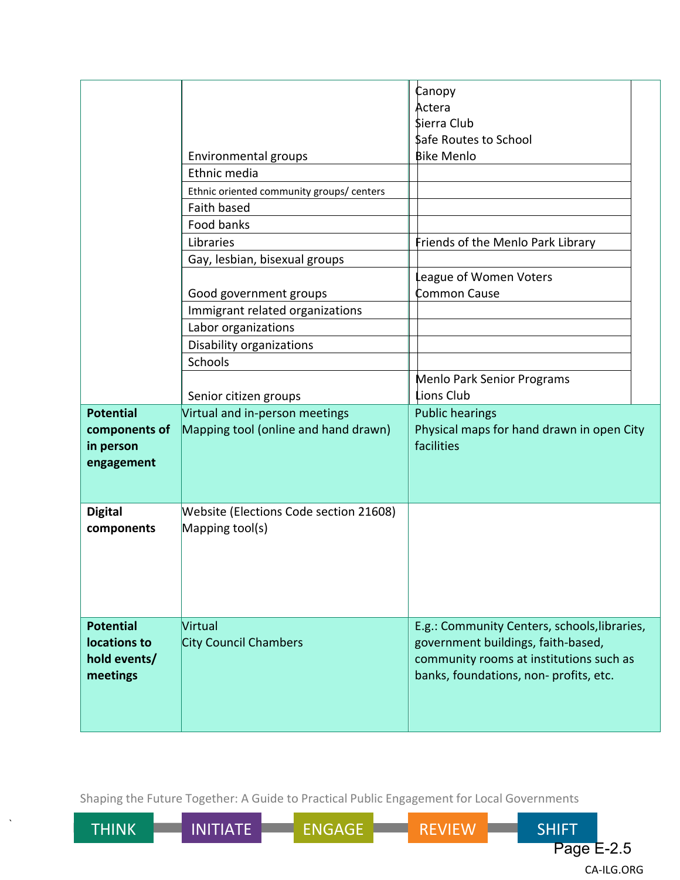| | | |
|---|---|---|
| | Environmental groups | Canopy<br>Actera<br>Sierra Club<br>Safe Routes to School<br>Bike Menlo |
| | Ethnic media | |
| | Ethnic oriented community groups/ centers | |
| | Faith based | |
| | Food banks | |
| | Libraries | Friends of the Menlo Park Library |
| | Gay, lesbian, bisexual groups | |
| | Good government groups | League of Women Voters<br>Common Cause |
| | Immigrant related organizations | |
| | Labor organizations | |
| | Disability organizations | |
| | Schools | |
| | Senior citizen groups | Menlo Park Senior Programs<br>Lions Club |
| **Potential components of in person engagement** | Virtual and in-person meetings<br>Mapping tool (online and hand drawn) | Public hearings<br>Physical maps for hand drawn in open City facilities |
| **Digital components** | Website (Elections Code section 21608)<br>Mapping tool(s) | |
| **Potential locations to hold events/ meetings** | Virtual<br>City Council Chambers | E.g.: Community Centers, schools,libraries, government buildings, faith-based, community rooms at institutions such as banks, foundations, non- profits, etc. |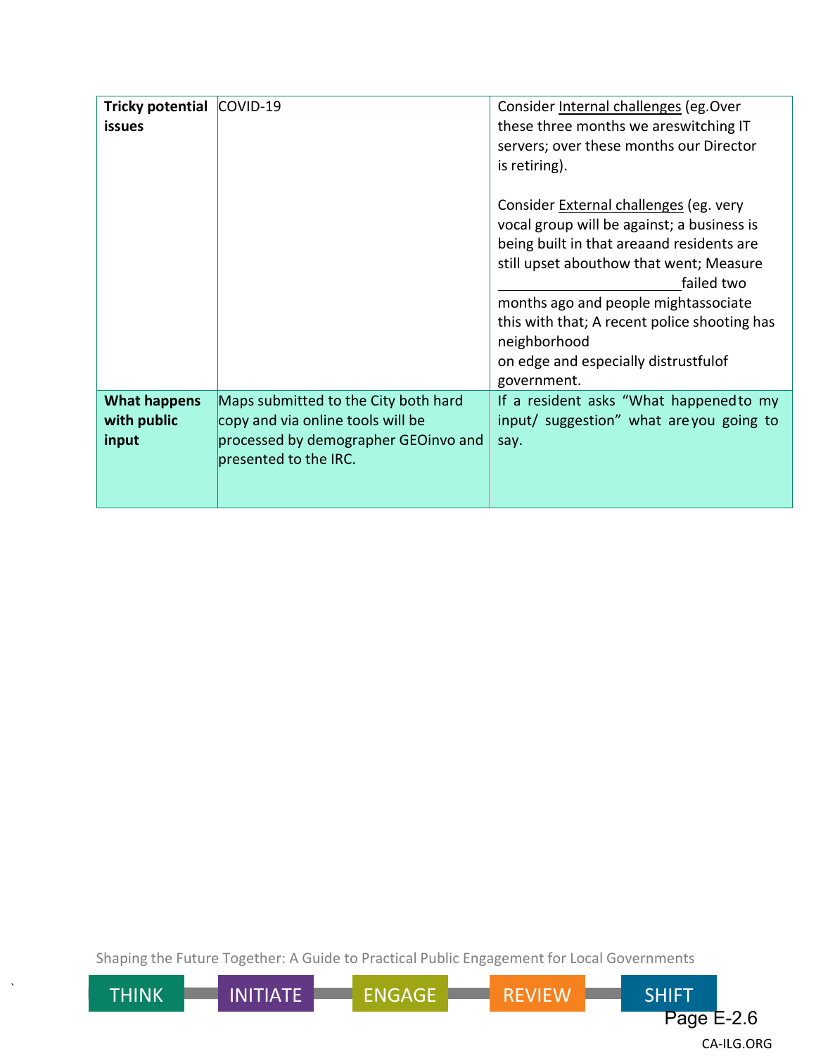| | | |
|---|---|---|
| **Tricky potential issues** | COVID-19 | Consider Internal challenges (eg.Over these three months we areswitching IT servers; over these months our Director is retiring).<br><br>Consider External challenges (eg. very vocal group will be against; a business is being built in that areaand residents are still upset abouthow that went; Measure ______________ failed two months ago and people mightassociate this with that; A recent police shooting has neighborhood on edge and especially distrustfulof government. |
| **What happens with public input** | Maps submitted to the City both hard copy and via online tools will be processed by demographer GEOinvo and presented to the IRC. | If a resident asks "What happened to my input/ suggestion" what are you going to say. |

Shaping the Future Together: A Guide to Practical Public Engagement for Local Governments

THINK — INITIATE — ENGAGE — REVIEW — SHIFT

CA-ILG.ORG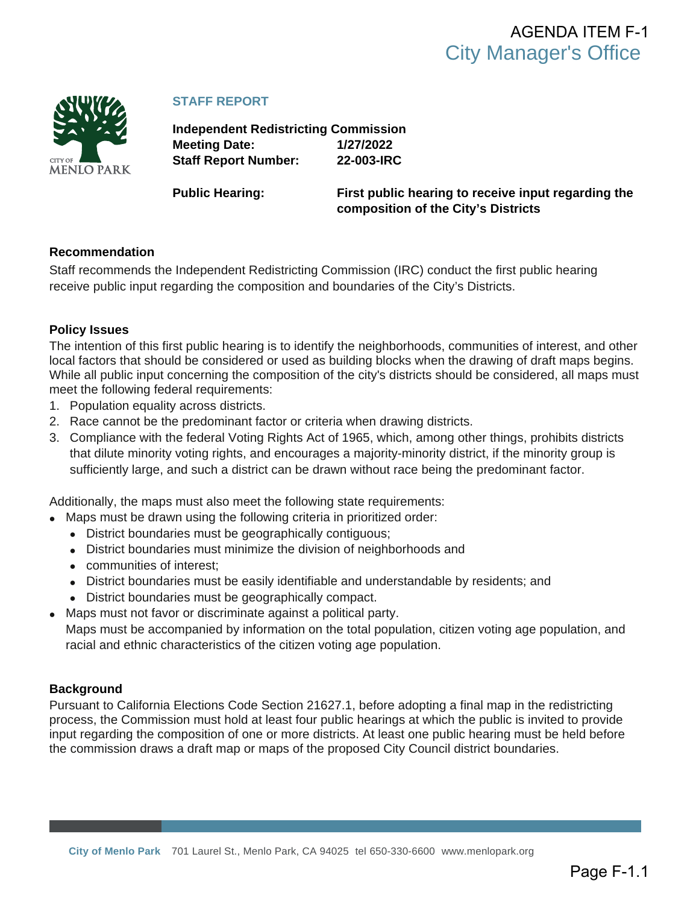AGENDA ITEM F-1
City Manager's Office

**STAFF REPORT**

**Independent Redistricting Commission**
**Meeting Date:** **1/27/2022**
**Staff Report Number:** **22-003-IRC**

**Public Hearing:** **First public hearing to receive input regarding the composition of the City's Districts**

## Recommendation

Staff recommends the Independent Redistricting Commission (IRC) conduct the first public hearing receive public input regarding the composition and boundaries of the City's Districts.

## Policy Issues

The intention of this first public hearing is to identify the neighborhoods, communities of interest, and other local factors that should be considered or used as building blocks when the drawing of draft maps begins. While all public input concerning the composition of the city's districts should be considered, all maps must meet the following federal requirements:

1. Population equality across districts.
2. Race cannot be the predominant factor or criteria when drawing districts.
3. Compliance with the federal Voting Rights Act of 1965, which, among other things, prohibits districts that dilute minority voting rights, and encourages a majority-minority district, if the minority group is sufficiently large, and such a district can be drawn without race being the predominant factor.

Additionally, the maps must also meet the following state requirements:

- Maps must be drawn using the following criteria in prioritized order:
  - District boundaries must be geographically contiguous;
  - District boundaries must minimize the division of neighborhoods and
  - communities of interest;
  - District boundaries must be easily identifiable and understandable by residents; and
  - District boundaries must be geographically compact.
- Maps must not favor or discriminate against a political party.
  Maps must be accompanied by information on the total population, citizen voting age population, and racial and ethnic characteristics of the citizen voting age population.

## Background

Pursuant to California Elections Code Section 21627.1, before adopting a final map in the redistricting process, the Commission must hold at least four public hearings at which the public is invited to provide input regarding the composition of one or more districts. At least one public hearing must be held before the commission draws a draft map or maps of the proposed City Council district boundaries.

**City of Menlo Park** 701 Laurel St., Menlo Park, CA 94025 tel 650-330-6600 www.menlopark.org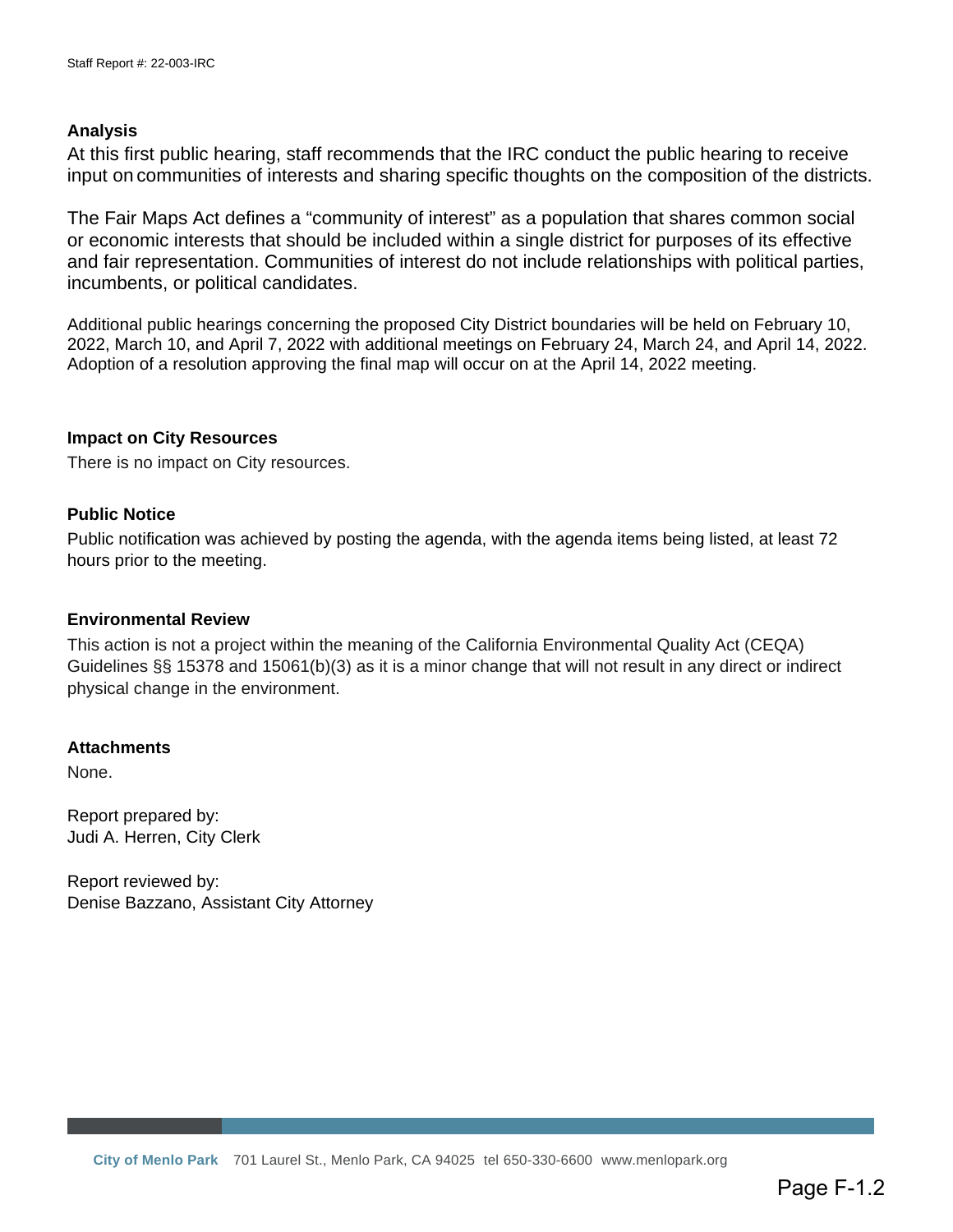### Analysis

At this first public hearing, staff recommends that the IRC conduct the public hearing to receive input on communities of interests and sharing specific thoughts on the composition of the districts.

The Fair Maps Act defines a "community of interest" as a population that shares common social or economic interests that should be included within a single district for purposes of its effective and fair representation. Communities of interest do not include relationships with political parties, incumbents, or political candidates.

Additional public hearings concerning the proposed City District boundaries will be held on February 10, 2022, March 10, and April 7, 2022 with additional meetings on February 24, March 24, and April 14, 2022. Adoption of a resolution approving the final map will occur on at the April 14, 2022 meeting.

### Impact on City Resources

There is no impact on City resources.

### Public Notice

Public notification was achieved by posting the agenda, with the agenda items being listed, at least 72 hours prior to the meeting.

### Environmental Review

This action is not a project within the meaning of the California Environmental Quality Act (CEQA) Guidelines §§ 15378 and 15061(b)(3) as it is a minor change that will not result in any direct or indirect physical change in the environment.

### Attachments

None.

Report prepared by:
Judi A. Herren, City Clerk

Report reviewed by:
Denise Bazzano, Assistant City Attorney